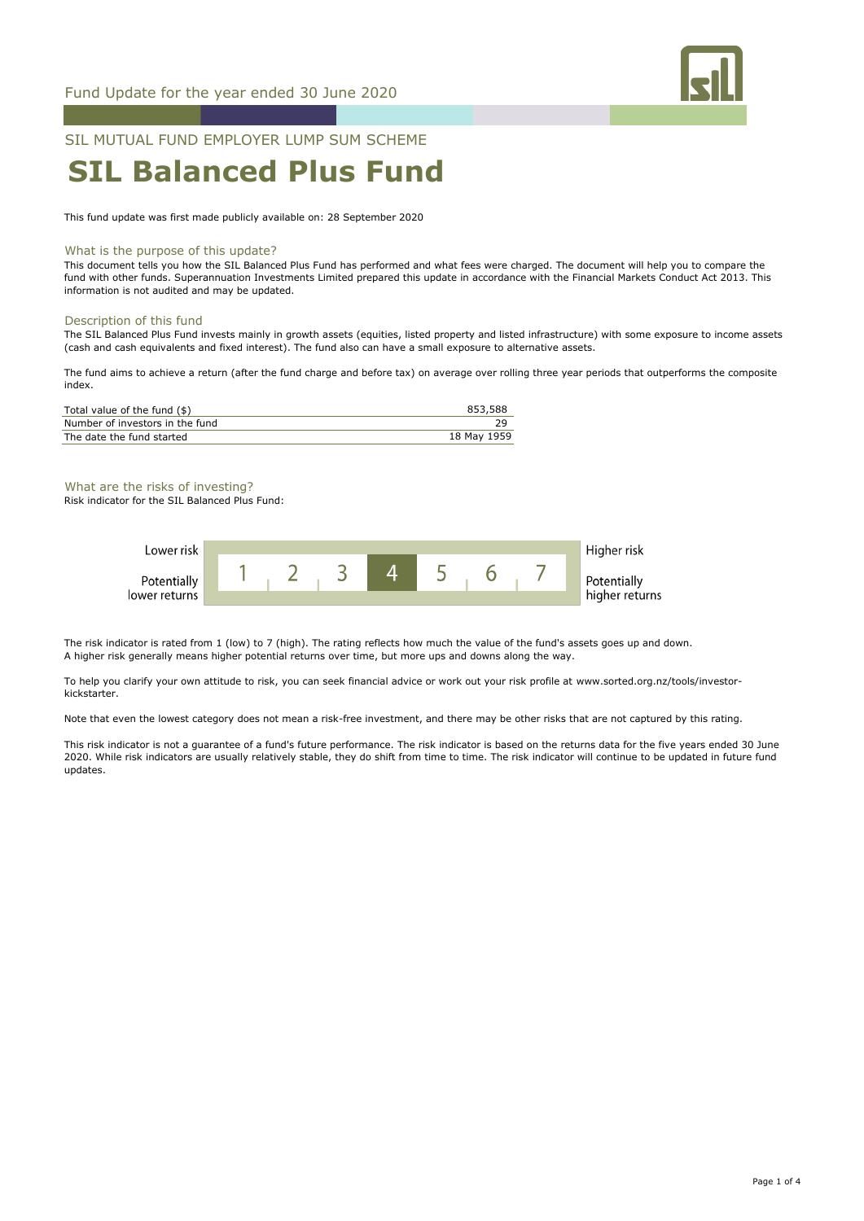Fund Update for the year ended 30 June 2020

SIL MUTUAL FUND EMPLOYER LUMP SUM SCHEME

# SIL Balanced Plus Fund

This fund update was first made publicly available on: 28 September 2020

## What is the purpose of this update?

This document tells you how the SIL Balanced Plus Fund has performed and what fees were charged. The document will help you to compare the fund with other funds. Superannuation Investments Limited prepared this update in accordance with the Financial Markets Conduct Act 2013. This information is not audited and may be updated.

## Description of this fund

The SIL Balanced Plus Fund invests mainly in growth assets (equities, listed property and listed infrastructure) with some exposure to income assets (cash and cash equivalents and fixed interest). The fund also can have a small exposure to alternative assets.

The fund aims to achieve a return (after the fund charge and before tax) on average over rolling three year periods that outperforms the composite index.

| | |
|---|---|
| Total value of the fund ($) | 853,588 |
| Number of investors in the fund | 29 |
| The date the fund started | 18 May 1959 |

## What are the risks of investing?

Risk indicator for the SIL Balanced Plus Fund:

| Lower risk / Potentially lower returns | 1 | 2 | 3 | **4** | 5 | 6 | 7 | Higher risk / Potentially higher returns |
|---|---|---|---|---|---|---|---|---|

The risk indicator is rated from 1 (low) to 7 (high). The rating reflects how much the value of the fund's assets goes up and down. A higher risk generally means higher potential returns over time, but more ups and downs along the way.

To help you clarify your own attitude to risk, you can seek financial advice or work out your risk profile at www.sorted.org.nz/tools/investor-kickstarter.

Note that even the lowest category does not mean a risk-free investment, and there may be other risks that are not captured by this rating.

This risk indicator is not a guarantee of a fund's future performance. The risk indicator is based on the returns data for the five years ended 30 June 2020. While risk indicators are usually relatively stable, they do shift from time to time. The risk indicator will continue to be updated in future fund updates.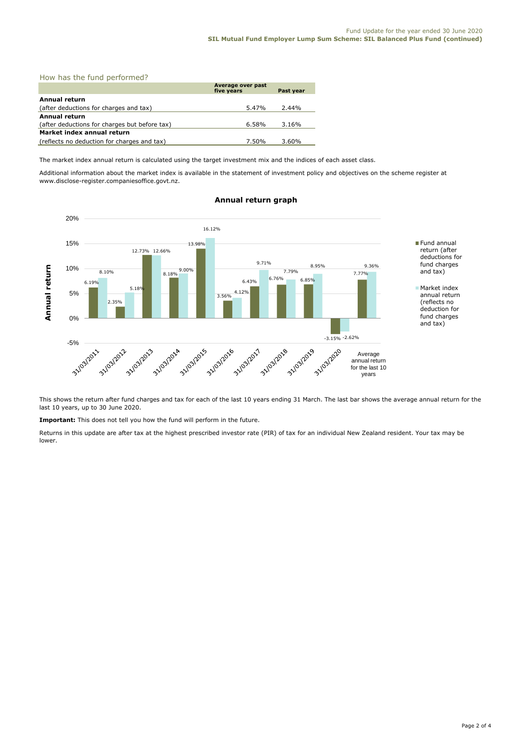## How has the fund performed?

| | Average over past five years | Past year |
|---|---|---|
| **Annual return** | | |
| (after deductions for charges and tax) | 5.47% | 2.44% |
| **Annual return** | | |
| (after deductions for charges but before tax) | 6.58% | 3.16% |
| **Market index annual return** | | |
| (reflects no deduction for charges and tax) | 7.50% | 3.60% |

The market index annual return is calculated using the target investment mix and the indices of each asset class.

Additional information about the market index is available in the statement of investment policy and objectives on the scheme register at www.disclose-register.companiesoffice.govt.nz.

### Annual return graph

| | Fund annual return (after deductions for fund charges and tax) | Market index annual return (reflects no deduction for fund charges and tax) |
|---|---|---|
| 31/03/2011 | 6.19% | 8.10% |
| 31/03/2012 | 2.35% | 5.18% |
| 31/03/2013 | 12.73% | 12.66% |
| 31/03/2014 | 8.18% | 9.00% |
| 31/03/2015 | 13.98% | 16.12% |
| 31/03/2016 | 3.56% | 4.12% |
| 31/03/2017 | 6.43% | 9.71% |
| 31/03/2018 | 6.76% | 7.79% |
| 31/03/2019 | 6.85% | 8.95% |
| 31/03/2020 | -3.15% | -2.62% |
| Average annual return for the last 10 years | 7.77% | 9.36% |

This shows the return after fund charges and tax for each of the last 10 years ending 31 March. The last bar shows the average annual return for the last 10 years, up to 30 June 2020.

**Important:** This does not tell you how the fund will perform in the future.

Returns in this update are after tax at the highest prescribed investor rate (PIR) of tax for an individual New Zealand resident. Your tax may be lower.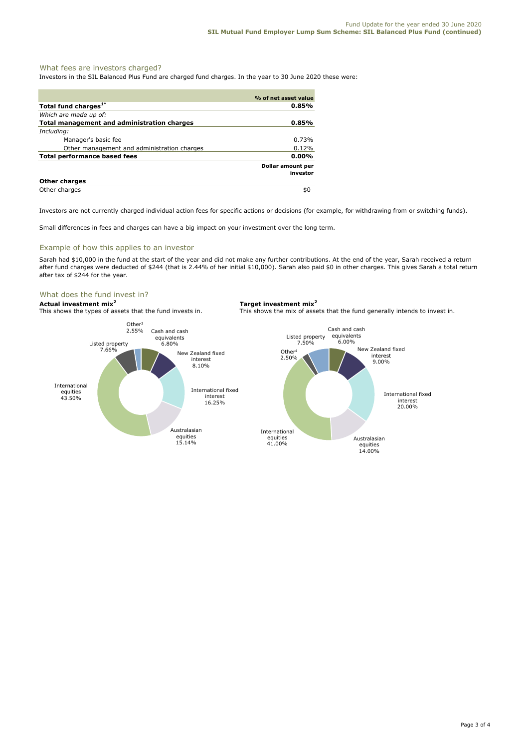## What fees are investors charged?

Investors in the SIL Balanced Plus Fund are charged fund charges. In the year to 30 June 2020 these were:

| | % of net asset value |
|---|---|
| **Total fund charges**[1*] | **0.85%** |
| *Which are made up of:* | |
| **Total management and administration charges** | **0.85%** |
| *Including:* | |
| Manager's basic fee | 0.73% |
| Other management and administration charges | 0.12% |
| **Total performance based fees** | **0.00%** |
| | **Dollar amount per investor** |
| **Other charges** | |
| Other charges | $0 |

Investors are not currently charged individual action fees for specific actions or decisions (for example, for withdrawing from or switching funds).

Small differences in fees and charges can have a big impact on your investment over the long term.

## Example of how this applies to an investor

Sarah had $10,000 in the fund at the start of the year and did not make any further contributions. At the end of the year, Sarah received a return after fund charges were deducted of $244 (that is 2.44% of her initial $10,000). Sarah also paid $0 in other charges. This gives Sarah a total return after tax of $244 for the year.

## What does the fund invest in?

**Actual investment mix**[2]

This shows the types of assets that the fund invests in.

| Asset type | % |
|---|---|
| Cash and cash equivalents | 6.80% |
| New Zealand fixed interest | 8.10% |
| International fixed interest | 16.25% |
| Australasian equities | 15.14% |
| International equities | 43.50% |
| Listed property | 7.66% |
| Other[3] | 2.55% |

**Target investment mix**[2]

This shows the mix of assets that the fund generally intends to invest in.

| Asset type | % |
|---|---|
| Cash and cash equivalents | 6.00% |
| New Zealand fixed interest | 9.00% |
| International fixed interest | 20.00% |
| Australasian equities | 14.00% |
| International equities | 41.00% |
| Listed property | 7.50% |
| Other[4] | 2.50% |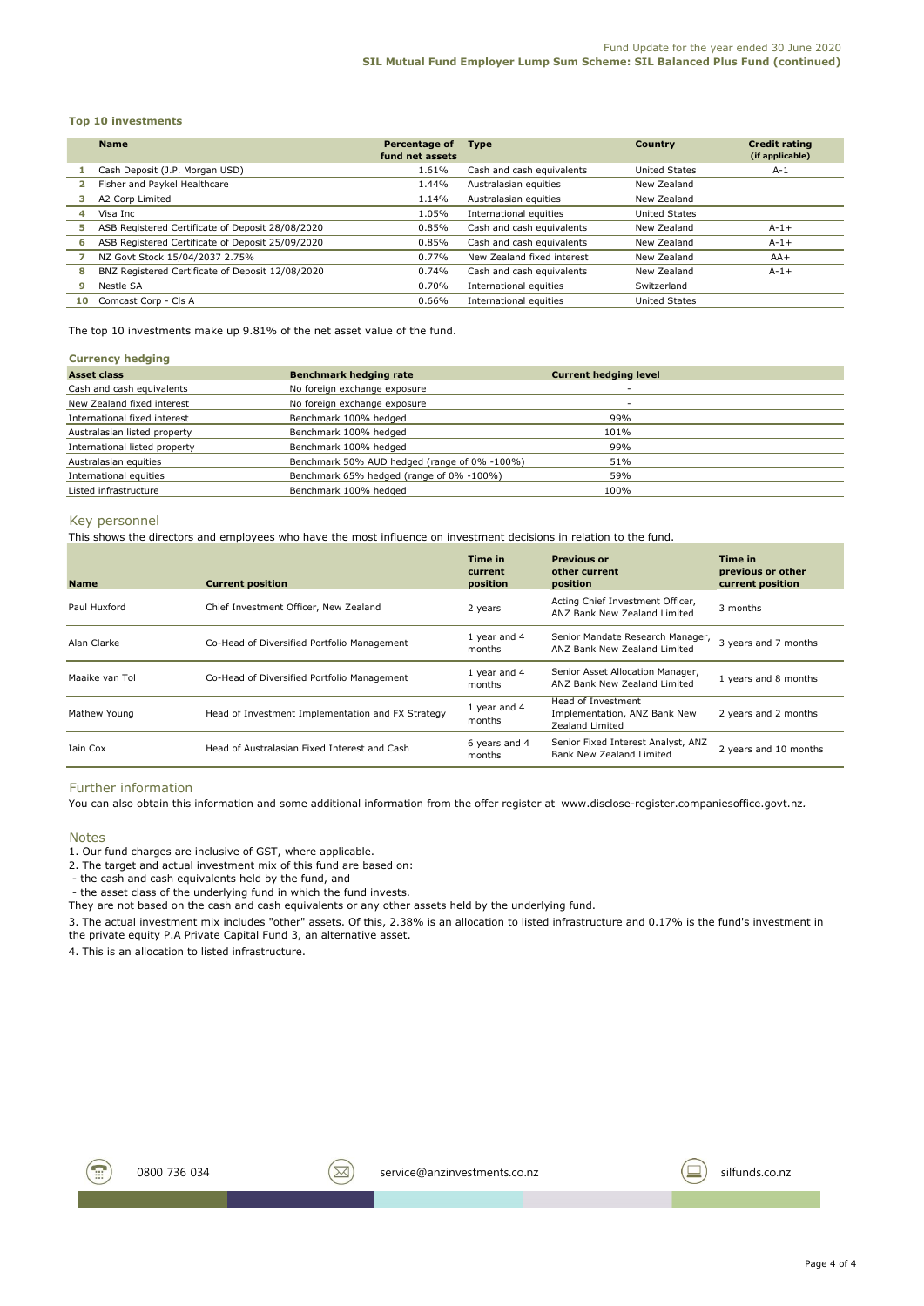### Top 10 investments

| | Name | Percentage of fund net assets | Type | Country | Credit rating (if applicable) |
|---|---|---|---|---|---|
| 1 | Cash Deposit (J.P. Morgan USD) | 1.61% | Cash and cash equivalents | United States | A-1 |
| 2 | Fisher and Paykel Healthcare | 1.44% | Australasian equities | New Zealand | |
| 3 | A2 Corp Limited | 1.14% | Australasian equities | New Zealand | |
| 4 | Visa Inc | 1.05% | International equities | United States | |
| 5 | ASB Registered Certificate of Deposit 28/08/2020 | 0.85% | Cash and cash equivalents | New Zealand | A-1+ |
| 6 | ASB Registered Certificate of Deposit 25/09/2020 | 0.85% | Cash and cash equivalents | New Zealand | A-1+ |
| 7 | NZ Govt Stock 15/04/2037 2.75% | 0.77% | New Zealand fixed interest | New Zealand | AA+ |
| 8 | BNZ Registered Certificate of Deposit 12/08/2020 | 0.74% | Cash and cash equivalents | New Zealand | A-1+ |
| 9 | Nestle SA | 0.70% | International equities | Switzerland | |
| 10 | Comcast Corp - Cls A | 0.66% | International equities | United States | |

The top 10 investments make up 9.81% of the net asset value of the fund.

### Currency hedging

| Asset class | Benchmark hedging rate | Current hedging level |
|---|---|---|
| Cash and cash equivalents | No foreign exchange exposure | - |
| New Zealand fixed interest | No foreign exchange exposure | - |
| International fixed interest | Benchmark 100% hedged | 99% |
| Australasian listed property | Benchmark 100% hedged | 101% |
| International listed property | Benchmark 100% hedged | 99% |
| Australasian equities | Benchmark 50% AUD hedged (range of 0% -100%) | 51% |
| International equities | Benchmark 65% hedged (range of 0% -100%) | 59% |
| Listed infrastructure | Benchmark 100% hedged | 100% |

## Key personnel

This shows the directors and employees who have the most influence on investment decisions in relation to the fund.

| Name | Current position | Time in current position | Previous or other current position | Time in previous or other current position |
|---|---|---|---|---|
| Paul Huxford | Chief Investment Officer, New Zealand | 2 years | Acting Chief Investment Officer, ANZ Bank New Zealand Limited | 3 months |
| Alan Clarke | Co-Head of Diversified Portfolio Management | 1 year and 4 months | Senior Mandate Research Manager, ANZ Bank New Zealand Limited | 3 years and 7 months |
| Maaike van Tol | Co-Head of Diversified Portfolio Management | 1 year and 4 months | Senior Asset Allocation Manager, ANZ Bank New Zealand Limited | 1 years and 8 months |
| Mathew Young | Head of Investment Implementation and FX Strategy | 1 year and 4 months | Head of Investment Implementation, ANZ Bank New Zealand Limited | 2 years and 2 months |
| Iain Cox | Head of Australasian Fixed Interest and Cash | 6 years and 4 months | Senior Fixed Interest Analyst, ANZ Bank New Zealand Limited | 2 years and 10 months |

## Further information

You can also obtain this information and some additional information from the offer register at www.disclose-register.companiesoffice.govt.nz.

## Notes

1. Our fund charges are inclusive of GST, where applicable.
2. The target and actual investment mix of this fund are based on:
 - the cash and cash equivalents held by the fund, and
 - the asset class of the underlying fund in which the fund invests.

They are not based on the cash and cash equivalents or any other assets held by the underlying fund.

3. The actual investment mix includes "other" assets. Of this, 2.38% is an allocation to listed infrastructure and 0.17% is the fund's investment in the private equity P.A Private Capital Fund 3, an alternative asset.
4. This is an allocation to listed infrastructure.

0800 736 034 service@anzinvestments.co.nz silfunds.co.nz